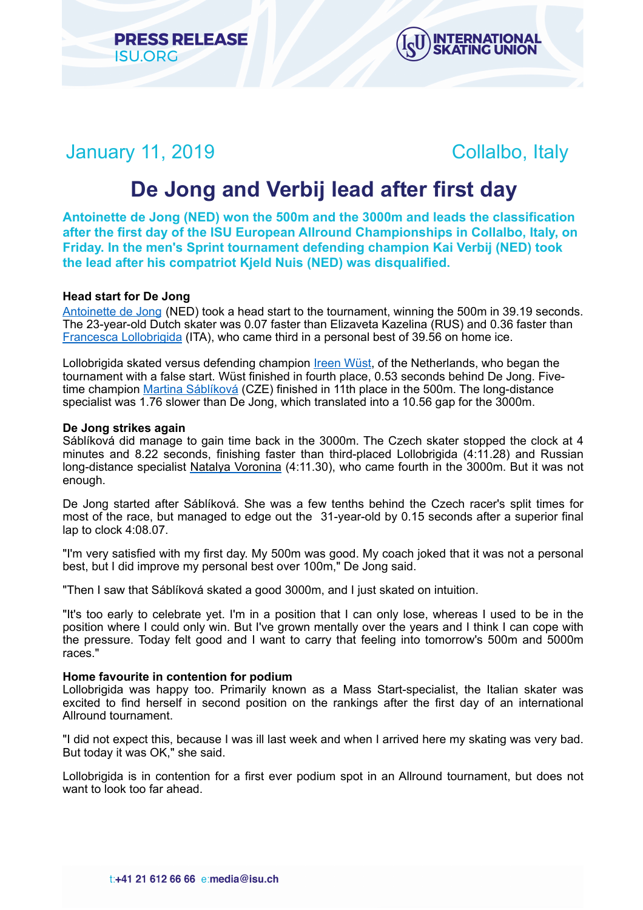PRESS RELEASE
ISU.ORG

INTERNATIONAL SKATING UNION

January 11, 2019 — Collalbo, Italy

# De Jong and Verbij lead after first day

**Antoinette de Jong (NED) won the 500m and the 3000m and leads the classification after the first day of the ISU European Allround Championships in Collalbo, Italy, on Friday. In the men's Sprint tournament defending champion Kai Verbij (NED) took the lead after his compatriot Kjeld Nuis (NED) was disqualified.**

**Head start for De Jong**

Antoinette de Jong (NED) took a head start to the tournament, winning the 500m in 39.19 seconds. The 23-year-old Dutch skater was 0.07 faster than Elizaveta Kazelina (RUS) and 0.36 faster than Francesca Lollobrigida (ITA), who came third in a personal best of 39.56 on home ice.

Lollobrigida skated versus defending champion Ireen Wüst, of the Netherlands, who began the tournament with a false start. Wüst finished in fourth place, 0.53 seconds behind De Jong. Five-time champion Martina Sáblíková (CZE) finished in 11th place in the 500m. The long-distance specialist was 1.76 slower than De Jong, which translated into a 10.56 gap for the 3000m.

**De Jong strikes again**

Sáblíková did manage to gain time back in the 3000m. The Czech skater stopped the clock at 4 minutes and 8.22 seconds, finishing faster than third-placed Lollobrigida (4:11.28) and Russian long-distance specialist Natalya Voronina (4:11.30), who came fourth in the 3000m. But it was not enough.

De Jong started after Sáblíková. She was a few tenths behind the Czech racer's split times for most of the race, but managed to edge out the 31-year-old by 0.15 seconds after a superior final lap to clock 4:08.07.

"I'm very satisfied with my first day. My 500m was good. My coach joked that it was not a personal best, but I did improve my personal best over 100m," De Jong said.

"Then I saw that Sáblíková skated a good 3000m, and I just skated on intuition.

"It's too early to celebrate yet. I'm in a position that I can only lose, whereas I used to be in the position where I could only win. But I've grown mentally over the years and I think I can cope with the pressure. Today felt good and I want to carry that feeling into tomorrow's 500m and 5000m races."

**Home favourite in contention for podium**

Lollobrigida was happy too. Primarily known as a Mass Start-specialist, the Italian skater was excited to find herself in second position on the rankings after the first day of an international Allround tournament.

"I did not expect this, because I was ill last week and when I arrived here my skating was very bad. But today it was OK," she said.

Lollobrigida is in contention for a first ever podium spot in an Allround tournament, but does not want to look too far ahead.

t:+41 21 612 66 66 e:media@isu.ch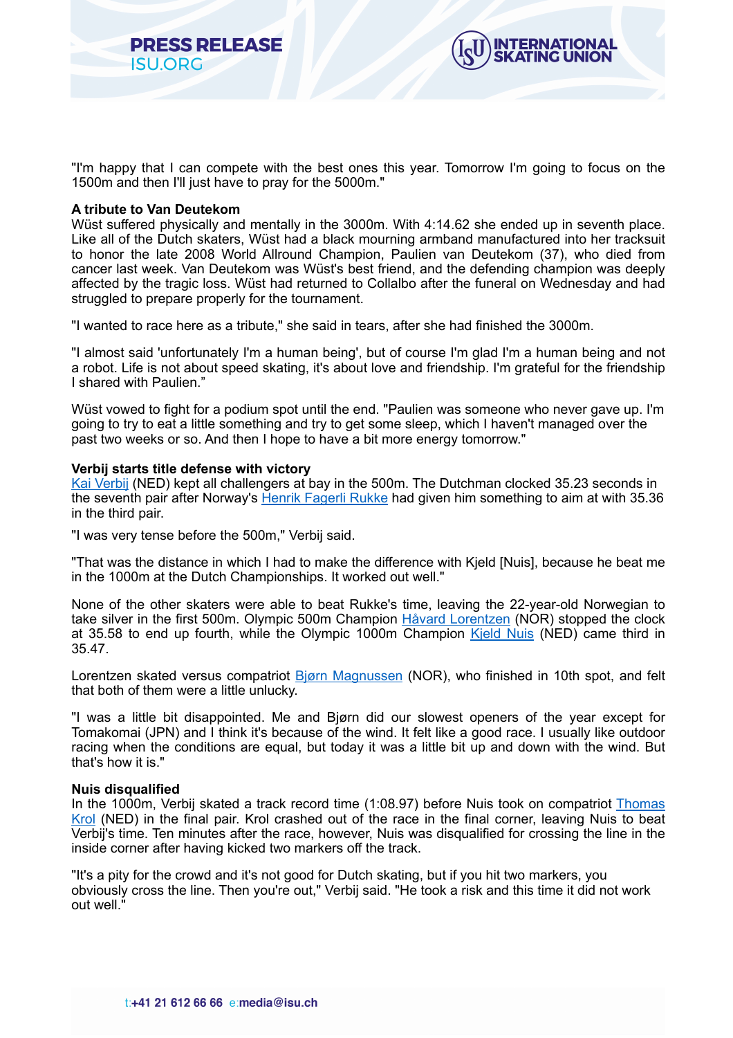"I'm happy that I can compete with the best ones this year. Tomorrow I'm going to focus on the 1500m and then I'll just have to pray for the 5000m."

**A tribute to Van Deutekom**

Wüst suffered physically and mentally in the 3000m. With 4:14.62 she ended up in seventh place. Like all of the Dutch skaters, Wüst had a black mourning armband manufactured into her tracksuit to honor the late 2008 World Allround Champion, Paulien van Deutekom (37), who died from cancer last week. Van Deutekom was Wüst's best friend, and the defending champion was deeply affected by the tragic loss. Wüst had returned to Collalbo after the funeral on Wednesday and had struggled to prepare properly for the tournament.

"I wanted to race here as a tribute," she said in tears, after she had finished the 3000m.

"I almost said 'unfortunately I'm a human being', but of course I'm glad I'm a human being and not a robot. Life is not about speed skating, it's about love and friendship. I'm grateful for the friendship I shared with Paulien."

Wüst vowed to fight for a podium spot until the end. "Paulien was someone who never gave up. I'm going to try to eat a little something and try to get some sleep, which I haven't managed over the past two weeks or so. And then I hope to have a bit more energy tomorrow."

**Verbij starts title defense with victory**

Kai Verbij (NED) kept all challengers at bay in the 500m. The Dutchman clocked 35.23 seconds in the seventh pair after Norway's Henrik Fagerli Rukke had given him something to aim at with 35.36 in the third pair.

"I was very tense before the 500m," Verbij said.

"That was the distance in which I had to make the difference with Kjeld [Nuis], because he beat me in the 1000m at the Dutch Championships. It worked out well."

None of the other skaters were able to beat Rukke's time, leaving the 22-year-old Norwegian to take silver in the first 500m. Olympic 500m Champion Håvard Lorentzen (NOR) stopped the clock at 35.58 to end up fourth, while the Olympic 1000m Champion Kjeld Nuis (NED) came third in 35.47.

Lorentzen skated versus compatriot Bjørn Magnussen (NOR), who finished in 10th spot, and felt that both of them were a little unlucky.

"I was a little bit disappointed. Me and Bjørn did our slowest openers of the year except for Tomakomai (JPN) and I think it's because of the wind. It felt like a good race. I usually like outdoor racing when the conditions are equal, but today it was a little bit up and down with the wind. But that's how it is."

**Nuis disqualified**

In the 1000m, Verbij skated a track record time (1:08.97) before Nuis took on compatriot Thomas Krol (NED) in the final pair. Krol crashed out of the race in the final corner, leaving Nuis to beat Verbij's time. Ten minutes after the race, however, Nuis was disqualified for crossing the line in the inside corner after having kicked two markers off the track.

"It's a pity for the crowd and it's not good for Dutch skating, but if you hit two markers, you obviously cross the line. Then you're out," Verbij said. "He took a risk and this time it did not work out well."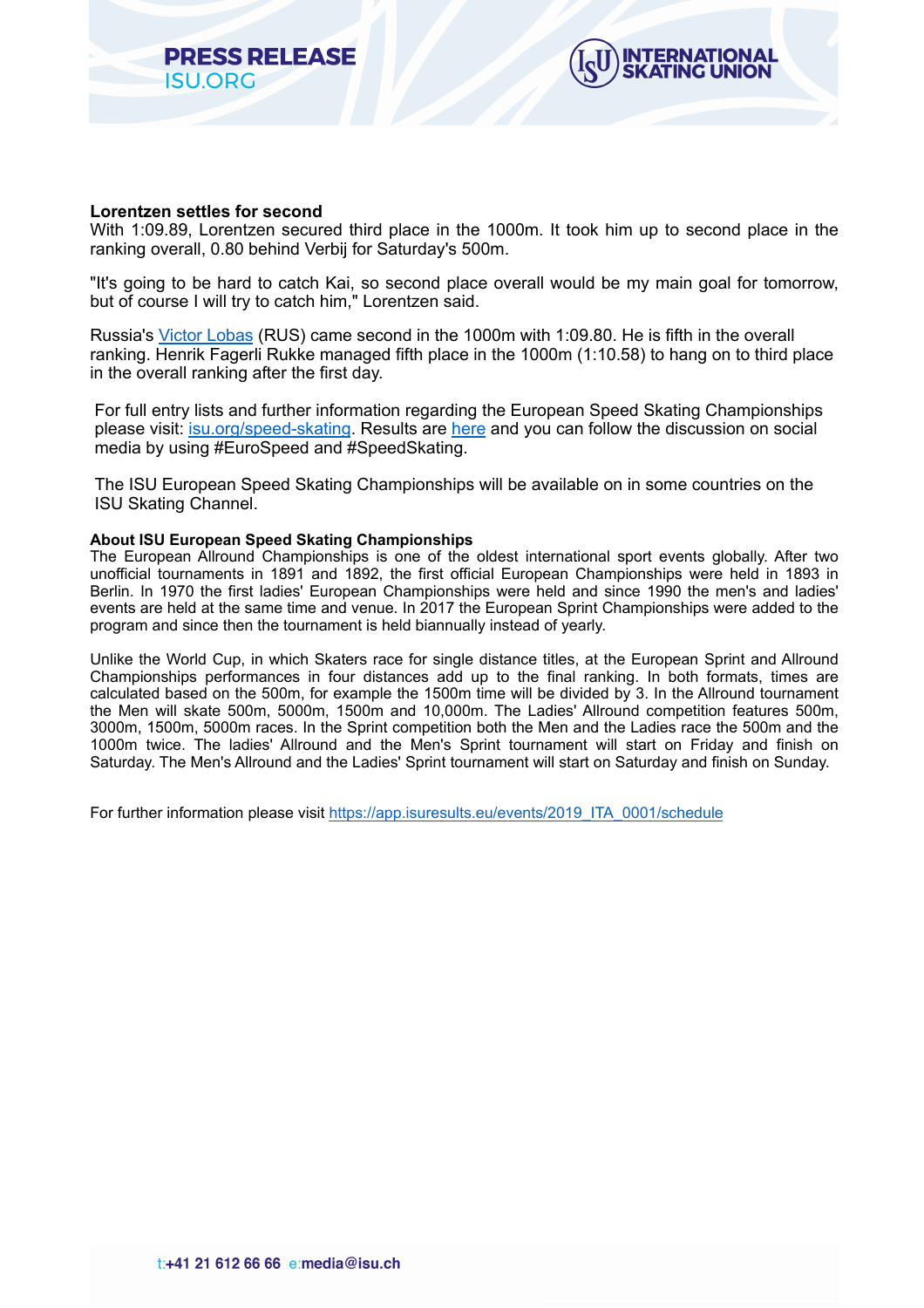**Lorentzen settles for second**

With 1:09.89, Lorentzen secured third place in the 1000m. It took him up to second place in the ranking overall, 0.80 behind Verbij for Saturday's 500m.

"It's going to be hard to catch Kai, so second place overall would be my main goal for tomorrow, but of course I will try to catch him," Lorentzen said.

Russia's [Victor Lobas]() (RUS) came second in the 1000m with 1:09.80. He is fifth in the overall ranking. Henrik Fagerli Rukke managed fifth place in the 1000m (1:10.58) to hang on to third place in the overall ranking after the first day.

For full entry lists and further information regarding the European Speed Skating Championships please visit: [isu.org/speed-skating](). Results are [here]() and you can follow the discussion on social media by using #EuroSpeed and #SpeedSkating.

The ISU European Speed Skating Championships will be available on in some countries on the ISU Skating Channel.

**About ISU European Speed Skating Championships**

The European Allround Championships is one of the oldest international sport events globally. After two unofficial tournaments in 1891 and 1892, the first official European Championships were held in 1893 in Berlin. In 1970 the first ladies' European Championships were held and since 1990 the men's and ladies' events are held at the same time and venue. In 2017 the European Sprint Championships were added to the program and since then the tournament is held biannually instead of yearly.

Unlike the World Cup, in which Skaters race for single distance titles, at the European Sprint and Allround Championships performances in four distances add up to the final ranking. In both formats, times are calculated based on the 500m, for example the 1500m time will be divided by 3. In the Allround tournament the Men will skate 500m, 5000m, 1500m and 10,000m. The Ladies' Allround competition features 500m, 3000m, 1500m, 5000m races. In the Sprint competition both the Men and the Ladies race the 500m and the 1000m twice. The ladies' Allround and the Men's Sprint tournament will start on Friday and finish on Saturday. The Men's Allround and the Ladies' Sprint tournament will start on Saturday and finish on Sunday.

For further information please visit [https://app.isuresults.eu/events/2019_ITA_0001/schedule](https://app.isuresults.eu/events/2019_ITA_0001/schedule)